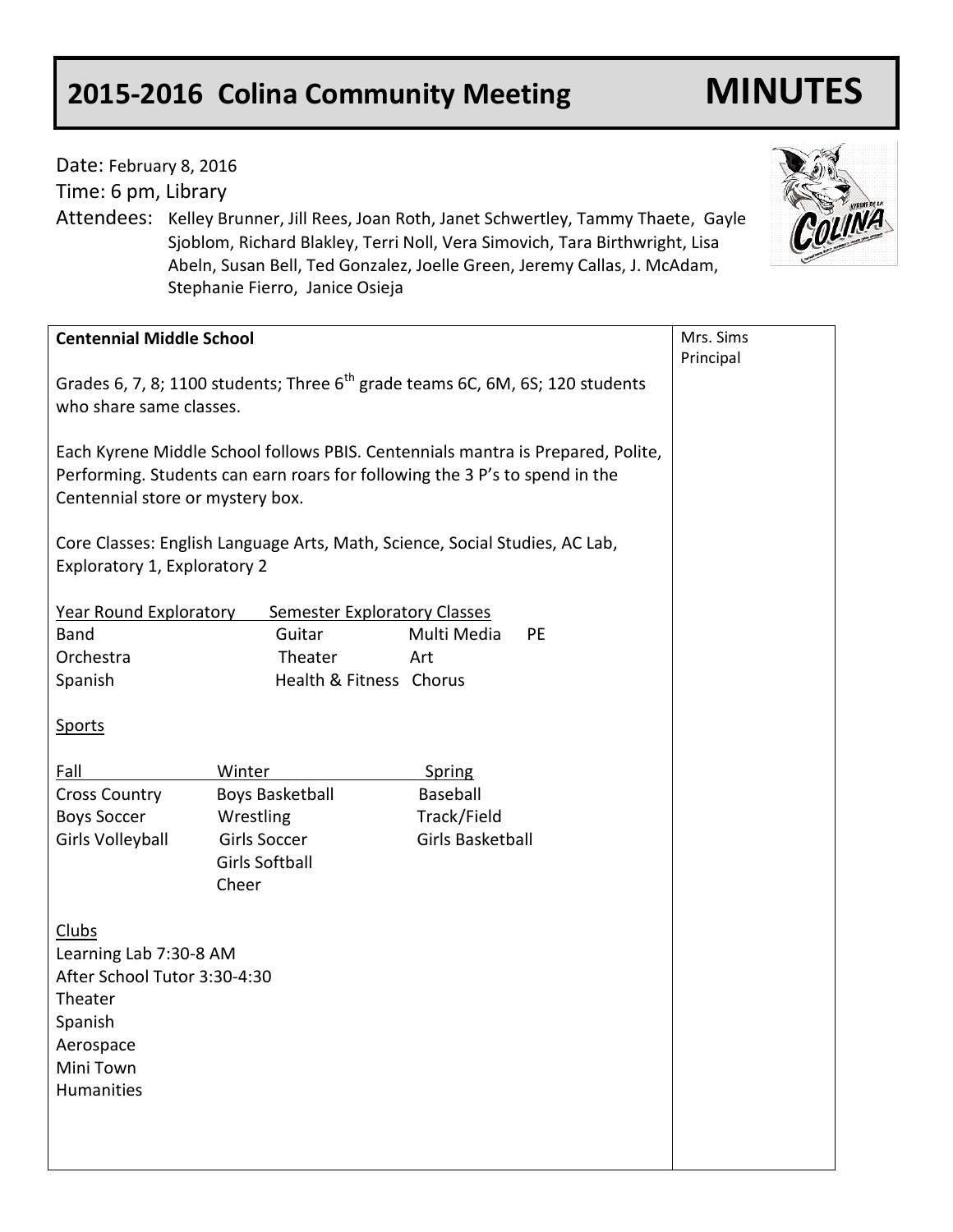# 2015-2016 Colina Community Meeting **MINUTES**

Date: February 8, 2016

Time: 6 pm, Library

Attendees: Kelley Brunner, Jill Rees, Joan Roth, Janet Schwertley, Tammy Thaete, Gayle Sjoblom, Richard Blakley, Terri Noll, Vera Simovich, Tara Birthwright, Lisa Abeln, Susan Bell, Ted Gonzalez, Joelle Green, Jeremy Callas, J. McAdam, Stephanie Fierro, Janice Osieja

**Centennial Middle School** — Mrs. Sims, Principal

Grades 6, 7, 8; 1100 students; Three 6th grade teams 6C, 6M, 6S; 120 students who share same classes.

Each Kyrene Middle School follows PBIS. Centennials mantra is Prepared, Polite, Performing. Students can earn roars for following the 3 P's to spend in the Centennial store or mystery box.

Core Classes: English Language Arts, Math, Science, Social Studies, AC Lab, Exploratory 1, Exploratory 2

| Year Round Exploratory | Semester Exploratory Classes | | |
|---|---|---|---|
| Band | Guitar | Multi Media | PE |
| Orchestra | Theater | Art | |
| Spanish | Health & Fitness | Chorus | |

Sports

| Fall | Winter | Spring |
|---|---|---|
| Cross Country | Boys Basketball | Baseball |
| Boys Soccer | Wrestling | Track/Field |
| Girls Volleyball | Girls Soccer | Girls Basketball |
| | Girls Softball | |
| | Cheer | |

Clubs

- Learning Lab 7:30-8 AM
- After School Tutor 3:30-4:30
- Theater
- Spanish
- Aerospace
- Mini Town
- Humanities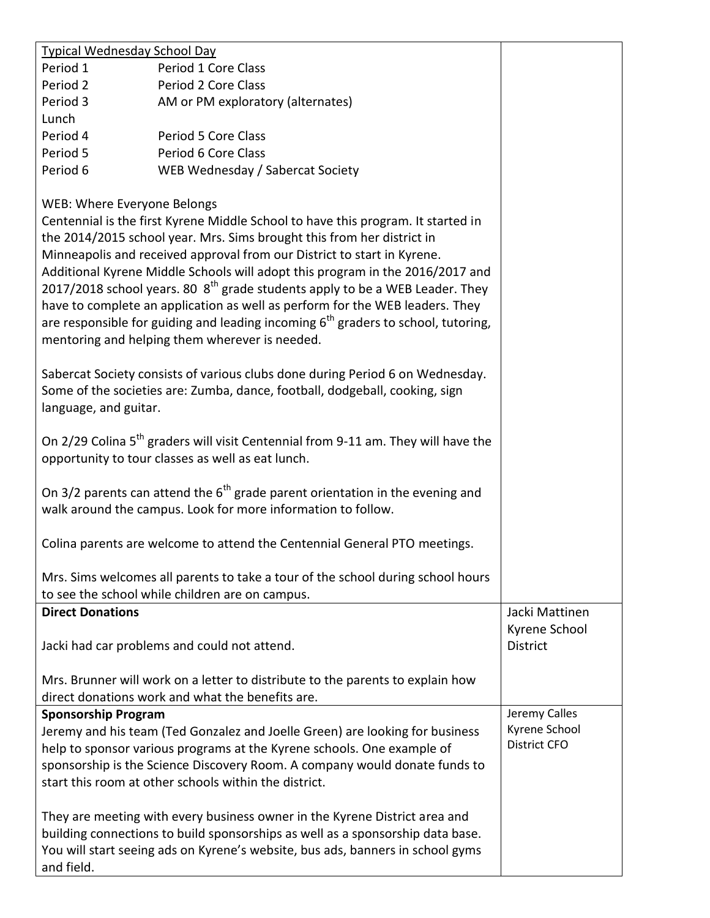| | |
|---|---|
| <u>Typical Wednesday School Day</u><br>Period 1 Period 1 Core Class<br>Period 2 Period 2 Core Class<br>Period 3 AM or PM exploratory (alternates)<br>Lunch<br>Period 4 Period 5 Core Class<br>Period 5 Period 6 Core Class<br>Period 6 WEB Wednesday / Sabercat Society<br><br>WEB: Where Everyone Belongs<br>Centennial is the first Kyrene Middle School to have this program. It started in the 2014/2015 school year. Mrs. Sims brought this from her district in Minneapolis and received approval from our District to start in Kyrene. Additional Kyrene Middle Schools will adopt this program in the 2016/2017 and 2017/2018 school years. 80 8th grade students apply to be a WEB Leader. They have to complete an application as well as perform for the WEB leaders. They are responsible for guiding and leading incoming 6th graders to school, tutoring, mentoring and helping them wherever is needed.<br><br>Sabercat Society consists of various clubs done during Period 6 on Wednesday. Some of the societies are: Zumba, dance, football, dodgeball, cooking, sign language, and guitar.<br><br>On 2/29 Colina 5th graders will visit Centennial from 9-11 am. They will have the opportunity to tour classes as well as eat lunch.<br><br>On 3/2 parents can attend the 6th grade parent orientation in the evening and walk around the campus. Look for more information to follow.<br><br>Colina parents are welcome to attend the Centennial General PTO meetings.<br><br>Mrs. Sims welcomes all parents to take a tour of the school during school hours to see the school while children are on campus. | |
| **Direct Donations**<br><br>Jacki had car problems and could not attend.<br><br>Mrs. Brunner will work on a letter to distribute to the parents to explain how direct donations work and what the benefits are. | Jacki Mattinen<br>Kyrene School District |
| **Sponsorship Program**<br>Jeremy and his team (Ted Gonzalez and Joelle Green) are looking for business help to sponsor various programs at the Kyrene schools. One example of sponsorship is the Science Discovery Room. A company would donate funds to start this room at other schools within the district.<br><br>They are meeting with every business owner in the Kyrene District area and building connections to build sponsorships as well as a sponsorship data base. You will start seeing ads on Kyrene's website, bus ads, banners in school gyms and field. | Jeremy Calles<br>Kyrene School District CFO |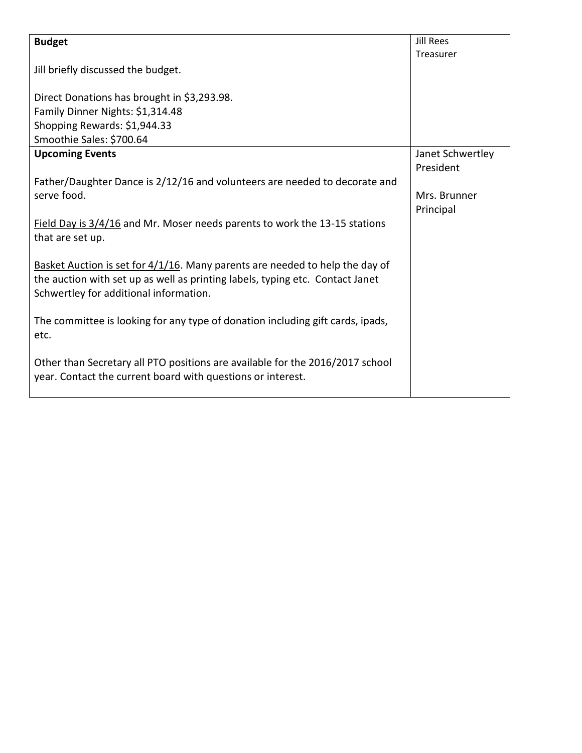| | |
|---|---|
| **Budget**<br><br>Jill briefly discussed the budget.<br><br>Direct Donations has brought in $3,293.98.<br>Family Dinner Nights: $1,314.48<br>Shopping Rewards: $1,944.33<br>Smoothie Sales: $700.64 | Jill Rees<br>Treasurer |
| **Upcoming Events**<br><br><u>Father/Daughter Dance</u> is 2/12/16 and volunteers are needed to decorate and serve food.<br><br><u>Field Day is 3/4/16</u> and Mr. Moser needs parents to work the 13-15 stations that are set up.<br><br><u>Basket Auction is set for 4/1/16</u>. Many parents are needed to help the day of the auction with set up as well as printing labels, typing etc. Contact Janet Schwertley for additional information.<br><br>The committee is looking for any type of donation including gift cards, ipads, etc.<br><br>Other than Secretary all PTO positions are available for the 2016/2017 school year. Contact the current board with questions or interest. | Janet Schwertley<br>President<br><br>Mrs. Brunner<br>Principal |